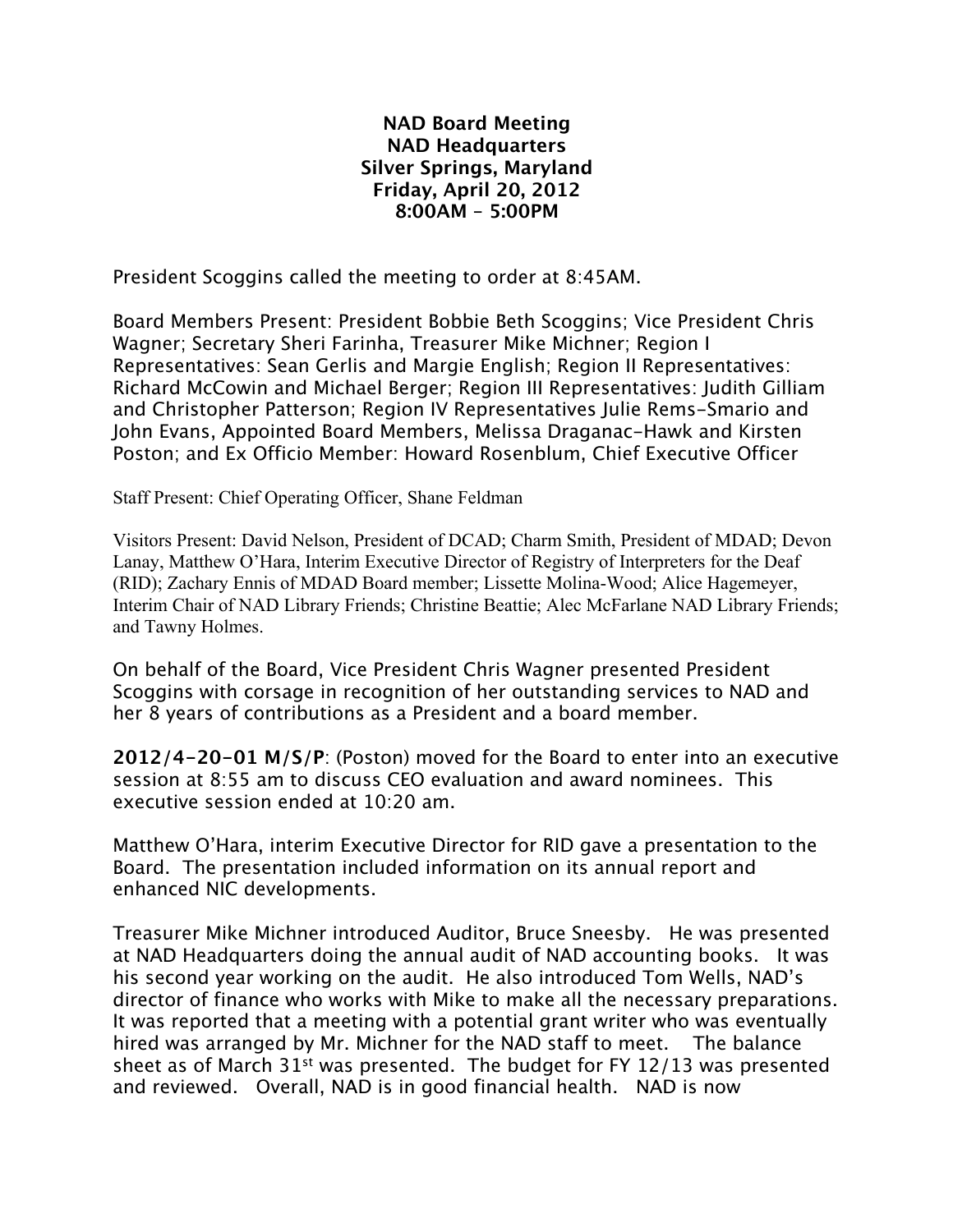**NAD Board Meeting**
**NAD Headquarters**
**Silver Springs, Maryland**
**Friday, April 20, 2012**
**8:00AM – 5:00PM**

President Scoggins called the meeting to order at 8:45AM.

Board Members Present: President Bobbie Beth Scoggins; Vice President Chris Wagner; Secretary Sheri Farinha, Treasurer Mike Michner; Region I Representatives: Sean Gerlis and Margie English; Region II Representatives: Richard McCowin and Michael Berger; Region III Representatives: Judith Gilliam and Christopher Patterson; Region IV Representatives Julie Rems-Smario and John Evans, Appointed Board Members, Melissa Draganac-Hawk and Kirsten Poston; and Ex Officio Member: Howard Rosenblum, Chief Executive Officer

Staff Present: Chief Operating Officer, Shane Feldman

Visitors Present: David Nelson, President of DCAD; Charm Smith, President of MDAD; Devon Lanay, Matthew O'Hara, Interim Executive Director of Registry of Interpreters for the Deaf (RID); Zachary Ennis of MDAD Board member; Lissette Molina-Wood; Alice Hagemeyer, Interim Chair of NAD Library Friends; Christine Beattie; Alec McFarlane NAD Library Friends; and Tawny Holmes.

On behalf of the Board, Vice President Chris Wagner presented President Scoggins with corsage in recognition of her outstanding services to NAD and her 8 years of contributions as a President and a board member.

**2012/4-20-01 M/S/P**: (Poston) moved for the Board to enter into an executive session at 8:55 am to discuss CEO evaluation and award nominees. This executive session ended at 10:20 am.

Matthew O'Hara, interim Executive Director for RID gave a presentation to the Board. The presentation included information on its annual report and enhanced NIC developments.

Treasurer Mike Michner introduced Auditor, Bruce Sneesby. He was presented at NAD Headquarters doing the annual audit of NAD accounting books. It was his second year working on the audit. He also introduced Tom Wells, NAD's director of finance who works with Mike to make all the necessary preparations. It was reported that a meeting with a potential grant writer who was eventually hired was arranged by Mr. Michner for the NAD staff to meet. The balance sheet as of March 31st was presented. The budget for FY 12/13 was presented and reviewed. Overall, NAD is in good financial health. NAD is now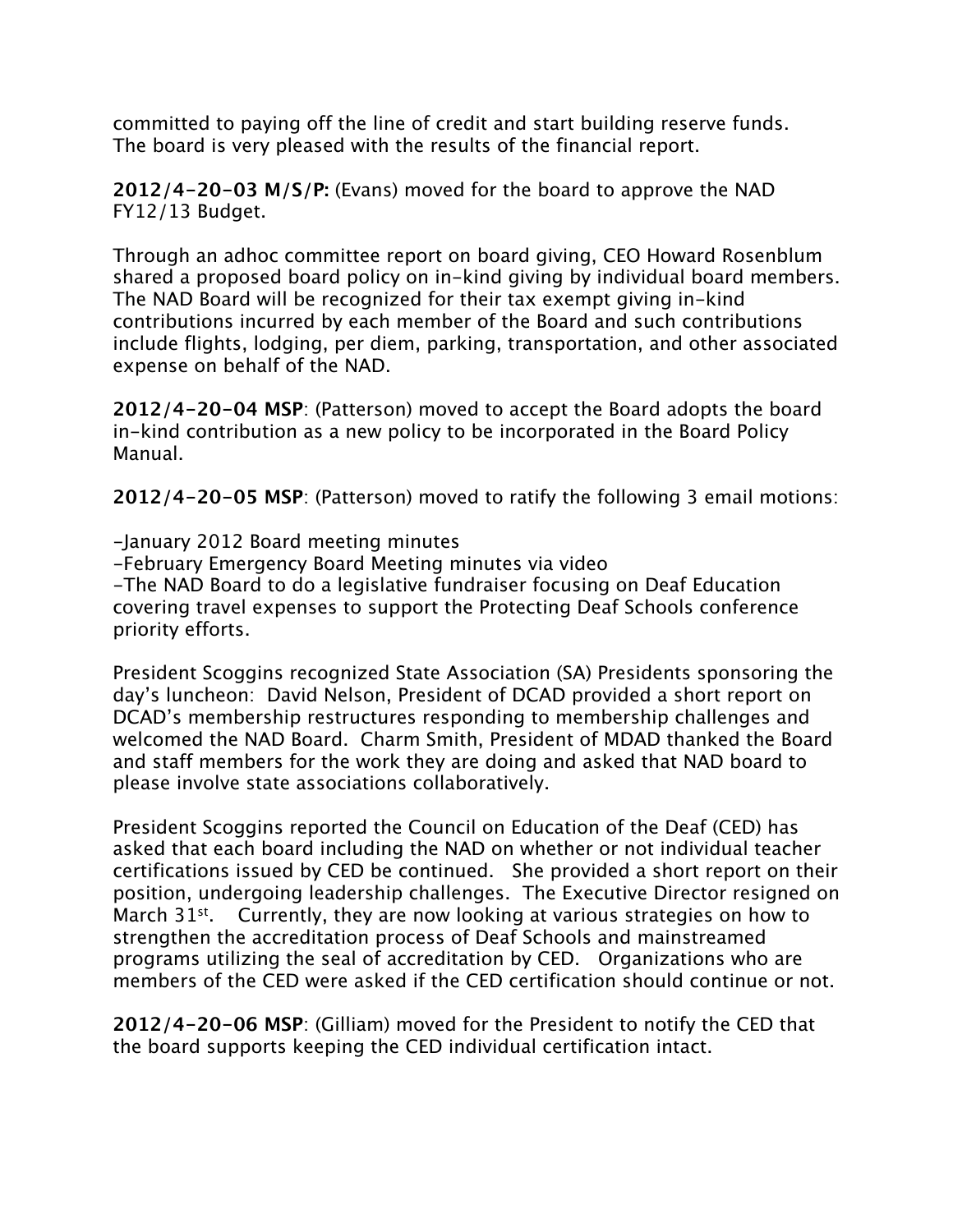committed to paying off the line of credit and start building reserve funds. The board is very pleased with the results of the financial report.

**2012/4-20-03 M/S/P:** (Evans) moved for the board to approve the NAD FY12/13 Budget.

Through an adhoc committee report on board giving, CEO Howard Rosenblum shared a proposed board policy on in-kind giving by individual board members. The NAD Board will be recognized for their tax exempt giving in-kind contributions incurred by each member of the Board and such contributions include flights, lodging, per diem, parking, transportation, and other associated expense on behalf of the NAD.

**2012/4-20-04 MSP**: (Patterson) moved to accept the Board adopts the board in-kind contribution as a new policy to be incorporated in the Board Policy Manual.

**2012/4-20-05 MSP**: (Patterson) moved to ratify the following 3 email motions:

-January 2012 Board meeting minutes
-February Emergency Board Meeting minutes via video
-The NAD Board to do a legislative fundraiser focusing on Deaf Education covering travel expenses to support the Protecting Deaf Schools conference priority efforts.

President Scoggins recognized State Association (SA) Presidents sponsoring the day's luncheon: David Nelson, President of DCAD provided a short report on DCAD's membership restructures responding to membership challenges and welcomed the NAD Board. Charm Smith, President of MDAD thanked the Board and staff members for the work they are doing and asked that NAD board to please involve state associations collaboratively.

President Scoggins reported the Council on Education of the Deaf (CED) has asked that each board including the NAD on whether or not individual teacher certifications issued by CED be continued. She provided a short report on their position, undergoing leadership challenges. The Executive Director resigned on March 31st. Currently, they are now looking at various strategies on how to strengthen the accreditation process of Deaf Schools and mainstreamed programs utilizing the seal of accreditation by CED. Organizations who are members of the CED were asked if the CED certification should continue or not.

**2012/4-20-06 MSP**: (Gilliam) moved for the President to notify the CED that the board supports keeping the CED individual certification intact.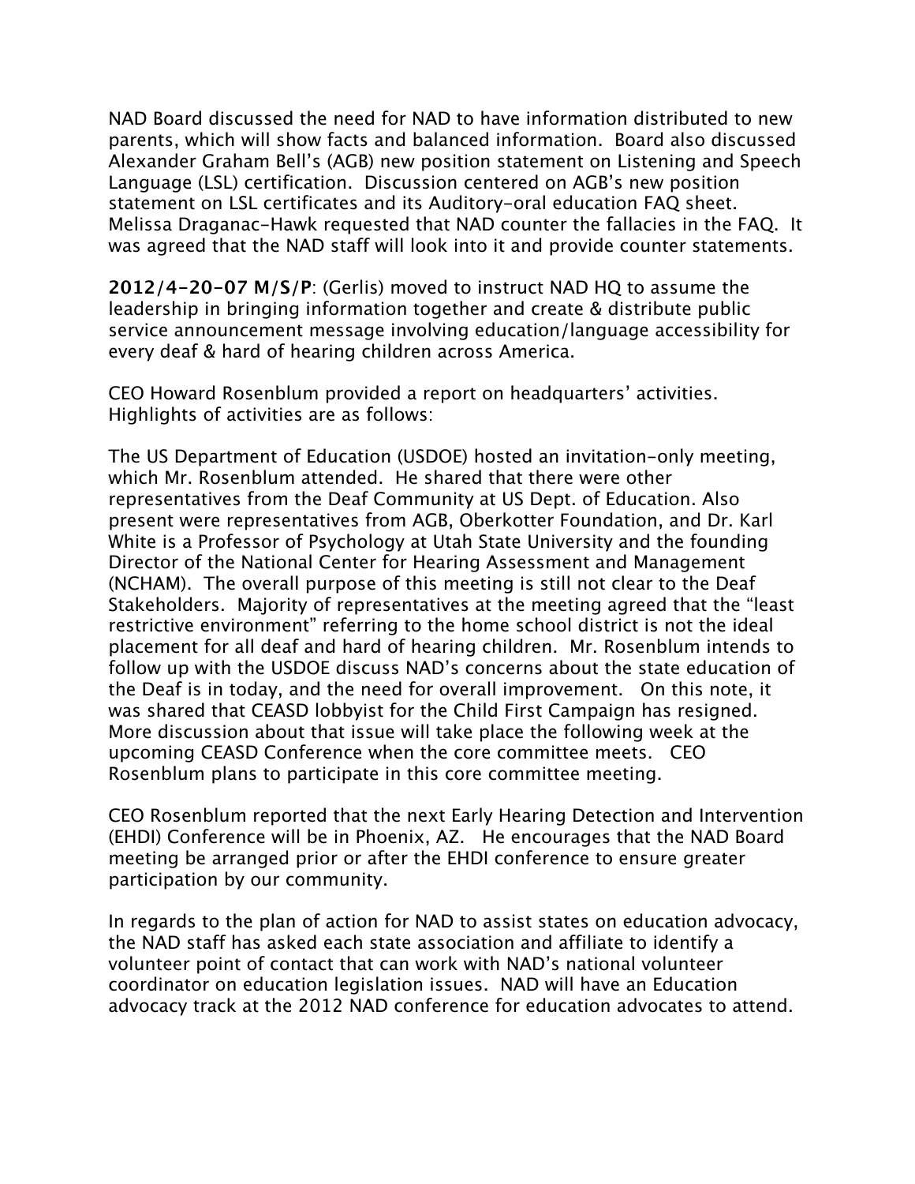NAD Board discussed the need for NAD to have information distributed to new parents, which will show facts and balanced information. Board also discussed Alexander Graham Bell's (AGB) new position statement on Listening and Speech Language (LSL) certification. Discussion centered on AGB's new position statement on LSL certificates and its Auditory-oral education FAQ sheet. Melissa Draganac-Hawk requested that NAD counter the fallacies in the FAQ. It was agreed that the NAD staff will look into it and provide counter statements.

**2012/4-20-07 M/S/P**: (Gerlis) moved to instruct NAD HQ to assume the leadership in bringing information together and create & distribute public service announcement message involving education/language accessibility for every deaf & hard of hearing children across America.

CEO Howard Rosenblum provided a report on headquarters' activities. Highlights of activities are as follows:

The US Department of Education (USDOE) hosted an invitation-only meeting, which Mr. Rosenblum attended. He shared that there were other representatives from the Deaf Community at US Dept. of Education. Also present were representatives from AGB, Oberkotter Foundation, and Dr. Karl White is a Professor of Psychology at Utah State University and the founding Director of the National Center for Hearing Assessment and Management (NCHAM). The overall purpose of this meeting is still not clear to the Deaf Stakeholders. Majority of representatives at the meeting agreed that the "least restrictive environment" referring to the home school district is not the ideal placement for all deaf and hard of hearing children. Mr. Rosenblum intends to follow up with the USDOE discuss NAD's concerns about the state education of the Deaf is in today, and the need for overall improvement. On this note, it was shared that CEASD lobbyist for the Child First Campaign has resigned. More discussion about that issue will take place the following week at the upcoming CEASD Conference when the core committee meets. CEO Rosenblum plans to participate in this core committee meeting.

CEO Rosenblum reported that the next Early Hearing Detection and Intervention (EHDI) Conference will be in Phoenix, AZ. He encourages that the NAD Board meeting be arranged prior or after the EHDI conference to ensure greater participation by our community.

In regards to the plan of action for NAD to assist states on education advocacy, the NAD staff has asked each state association and affiliate to identify a volunteer point of contact that can work with NAD's national volunteer coordinator on education legislation issues. NAD will have an Education advocacy track at the 2012 NAD conference for education advocates to attend.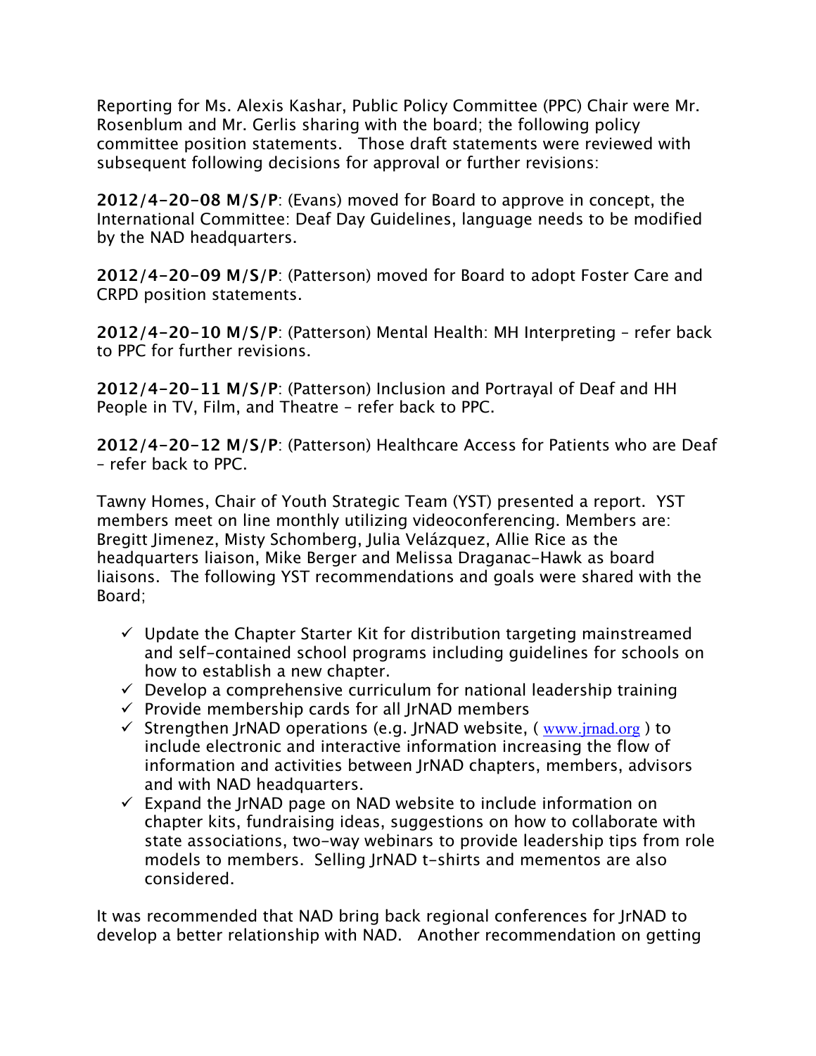Reporting for Ms. Alexis Kashar, Public Policy Committee (PPC) Chair were Mr. Rosenblum and Mr. Gerlis sharing with the board; the following policy committee position statements. Those draft statements were reviewed with subsequent following decisions for approval or further revisions:

**2012/4-20-08 M/S/P**: (Evans) moved for Board to approve in concept, the International Committee: Deaf Day Guidelines, language needs to be modified by the NAD headquarters.

**2012/4-20-09 M/S/P**: (Patterson) moved for Board to adopt Foster Care and CRPD position statements.

**2012/4-20-10 M/S/P**: (Patterson) Mental Health: MH Interpreting – refer back to PPC for further revisions.

**2012/4-20-11 M/S/P**: (Patterson) Inclusion and Portrayal of Deaf and HH People in TV, Film, and Theatre – refer back to PPC.

**2012/4-20-12 M/S/P**: (Patterson) Healthcare Access for Patients who are Deaf – refer back to PPC.

Tawny Homes, Chair of Youth Strategic Team (YST) presented a report. YST members meet on line monthly utilizing videoconferencing. Members are: Bregitt Jimenez, Misty Schomberg, Julia Velázquez, Allie Rice as the headquarters liaison, Mike Berger and Melissa Draganac-Hawk as board liaisons. The following YST recommendations and goals were shared with the Board;

- ✓ Update the Chapter Starter Kit for distribution targeting mainstreamed and self-contained school programs including guidelines for schools on how to establish a new chapter.
- ✓ Develop a comprehensive curriculum for national leadership training
- ✓ Provide membership cards for all JrNAD members
- ✓ Strengthen JrNAD operations (e.g. JrNAD website, ( www.jrnad.org ) to include electronic and interactive information increasing the flow of information and activities between JrNAD chapters, members, advisors and with NAD headquarters.
- ✓ Expand the JrNAD page on NAD website to include information on chapter kits, fundraising ideas, suggestions on how to collaborate with state associations, two-way webinars to provide leadership tips from role models to members. Selling JrNAD t-shirts and mementos are also considered.

It was recommended that NAD bring back regional conferences for JrNAD to develop a better relationship with NAD. Another recommendation on getting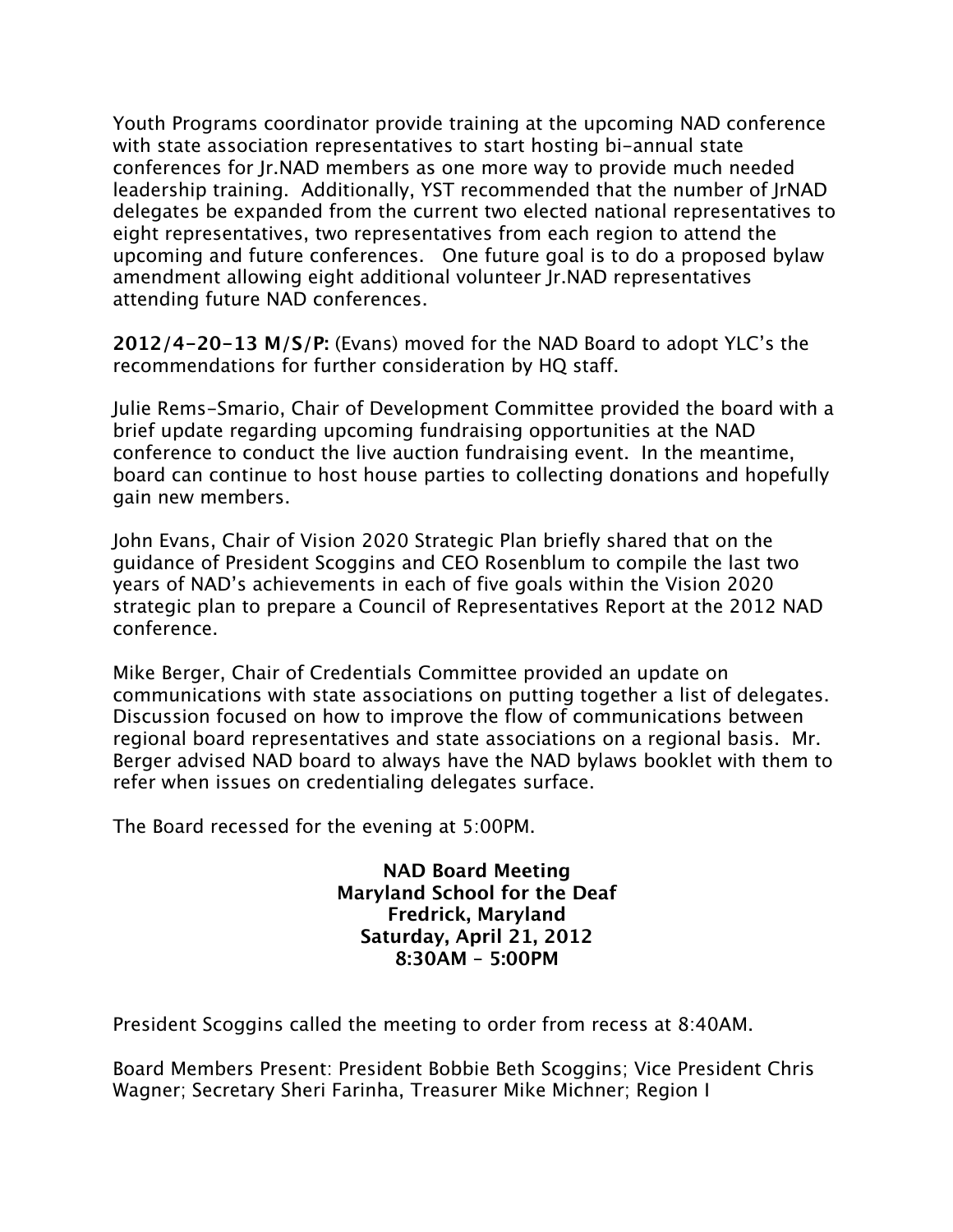Youth Programs coordinator provide training at the upcoming NAD conference with state association representatives to start hosting bi-annual state conferences for Jr.NAD members as one more way to provide much needed leadership training. Additionally, YST recommended that the number of JrNAD delegates be expanded from the current two elected national representatives to eight representatives, two representatives from each region to attend the upcoming and future conferences. One future goal is to do a proposed bylaw amendment allowing eight additional volunteer Jr.NAD representatives attending future NAD conferences.

**2012/4-20-13 M/S/P:** (Evans) moved for the NAD Board to adopt YLC's the recommendations for further consideration by HQ staff.

Julie Rems-Smario, Chair of Development Committee provided the board with a brief update regarding upcoming fundraising opportunities at the NAD conference to conduct the live auction fundraising event. In the meantime, board can continue to host house parties to collecting donations and hopefully gain new members.

John Evans, Chair of Vision 2020 Strategic Plan briefly shared that on the guidance of President Scoggins and CEO Rosenblum to compile the last two years of NAD's achievements in each of five goals within the Vision 2020 strategic plan to prepare a Council of Representatives Report at the 2012 NAD conference.

Mike Berger, Chair of Credentials Committee provided an update on communications with state associations on putting together a list of delegates. Discussion focused on how to improve the flow of communications between regional board representatives and state associations on a regional basis. Mr. Berger advised NAD board to always have the NAD bylaws booklet with them to refer when issues on credentialing delegates surface.

The Board recessed for the evening at 5:00PM.

**NAD Board Meeting**
**Maryland School for the Deaf**
**Fredrick, Maryland**
**Saturday, April 21, 2012**
**8:30AM – 5:00PM**

President Scoggins called the meeting to order from recess at 8:40AM.

Board Members Present: President Bobbie Beth Scoggins; Vice President Chris Wagner; Secretary Sheri Farinha, Treasurer Mike Michner; Region I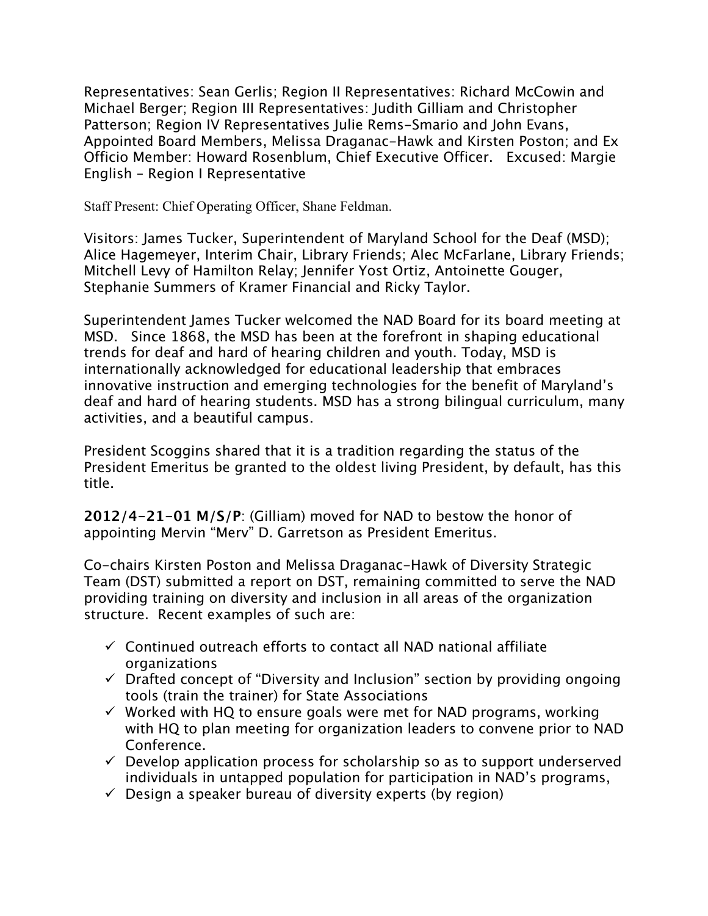Representatives: Sean Gerlis; Region II Representatives: Richard McCowin and Michael Berger; Region III Representatives: Judith Gilliam and Christopher Patterson; Region IV Representatives Julie Rems-Smario and John Evans, Appointed Board Members, Melissa Draganac-Hawk and Kirsten Poston; and Ex Officio Member: Howard Rosenblum, Chief Executive Officer. Excused: Margie English – Region I Representative

Staff Present: Chief Operating Officer, Shane Feldman.

Visitors: James Tucker, Superintendent of Maryland School for the Deaf (MSD); Alice Hagemeyer, Interim Chair, Library Friends; Alec McFarlane, Library Friends; Mitchell Levy of Hamilton Relay; Jennifer Yost Ortiz, Antoinette Gouger, Stephanie Summers of Kramer Financial and Ricky Taylor.

Superintendent James Tucker welcomed the NAD Board for its board meeting at MSD. Since 1868, the MSD has been at the forefront in shaping educational trends for deaf and hard of hearing children and youth. Today, MSD is internationally acknowledged for educational leadership that embraces innovative instruction and emerging technologies for the benefit of Maryland's deaf and hard of hearing students. MSD has a strong bilingual curriculum, many activities, and a beautiful campus.

President Scoggins shared that it is a tradition regarding the status of the President Emeritus be granted to the oldest living President, by default, has this title.

**2012/4-21-01 M/S/P**: (Gilliam) moved for NAD to bestow the honor of appointing Mervin "Merv" D. Garretson as President Emeritus.

Co-chairs Kirsten Poston and Melissa Draganac-Hawk of Diversity Strategic Team (DST) submitted a report on DST, remaining committed to serve the NAD providing training on diversity and inclusion in all areas of the organization structure. Recent examples of such are:

- ✓ Continued outreach efforts to contact all NAD national affiliate organizations
- ✓ Drafted concept of "Diversity and Inclusion" section by providing ongoing tools (train the trainer) for State Associations
- ✓ Worked with HQ to ensure goals were met for NAD programs, working with HQ to plan meeting for organization leaders to convene prior to NAD Conference.
- ✓ Develop application process for scholarship so as to support underserved individuals in untapped population for participation in NAD's programs,
- ✓ Design a speaker bureau of diversity experts (by region)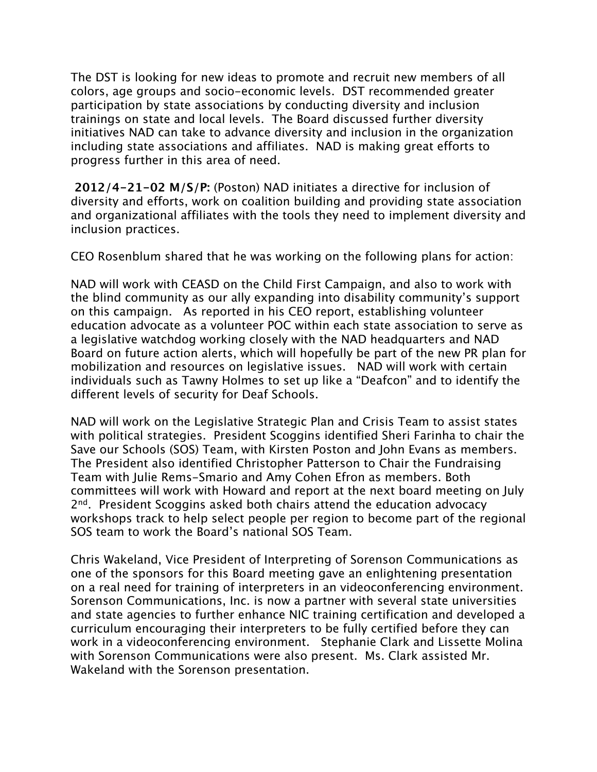The DST is looking for new ideas to promote and recruit new members of all colors, age groups and socio-economic levels. DST recommended greater participation by state associations by conducting diversity and inclusion trainings on state and local levels. The Board discussed further diversity initiatives NAD can take to advance diversity and inclusion in the organization including state associations and affiliates. NAD is making great efforts to progress further in this area of need.

**2012/4-21-02 M/S/P:** (Poston) NAD initiates a directive for inclusion of diversity and efforts, work on coalition building and providing state association and organizational affiliates with the tools they need to implement diversity and inclusion practices.

CEO Rosenblum shared that he was working on the following plans for action:

NAD will work with CEASD on the Child First Campaign, and also to work with the blind community as our ally expanding into disability community's support on this campaign. As reported in his CEO report, establishing volunteer education advocate as a volunteer POC within each state association to serve as a legislative watchdog working closely with the NAD headquarters and NAD Board on future action alerts, which will hopefully be part of the new PR plan for mobilization and resources on legislative issues. NAD will work with certain individuals such as Tawny Holmes to set up like a "Deafcon" and to identify the different levels of security for Deaf Schools.

NAD will work on the Legislative Strategic Plan and Crisis Team to assist states with political strategies. President Scoggins identified Sheri Farinha to chair the Save our Schools (SOS) Team, with Kirsten Poston and John Evans as members. The President also identified Christopher Patterson to Chair the Fundraising Team with Julie Rems-Smario and Amy Cohen Efron as members. Both committees will work with Howard and report at the next board meeting on July 2nd. President Scoggins asked both chairs attend the education advocacy workshops track to help select people per region to become part of the regional SOS team to work the Board's national SOS Team.

Chris Wakeland, Vice President of Interpreting of Sorenson Communications as one of the sponsors for this Board meeting gave an enlightening presentation on a real need for training of interpreters in an videoconferencing environment. Sorenson Communications, Inc. is now a partner with several state universities and state agencies to further enhance NIC training certification and developed a curriculum encouraging their interpreters to be fully certified before they can work in a videoconferencing environment. Stephanie Clark and Lissette Molina with Sorenson Communications were also present. Ms. Clark assisted Mr. Wakeland with the Sorenson presentation.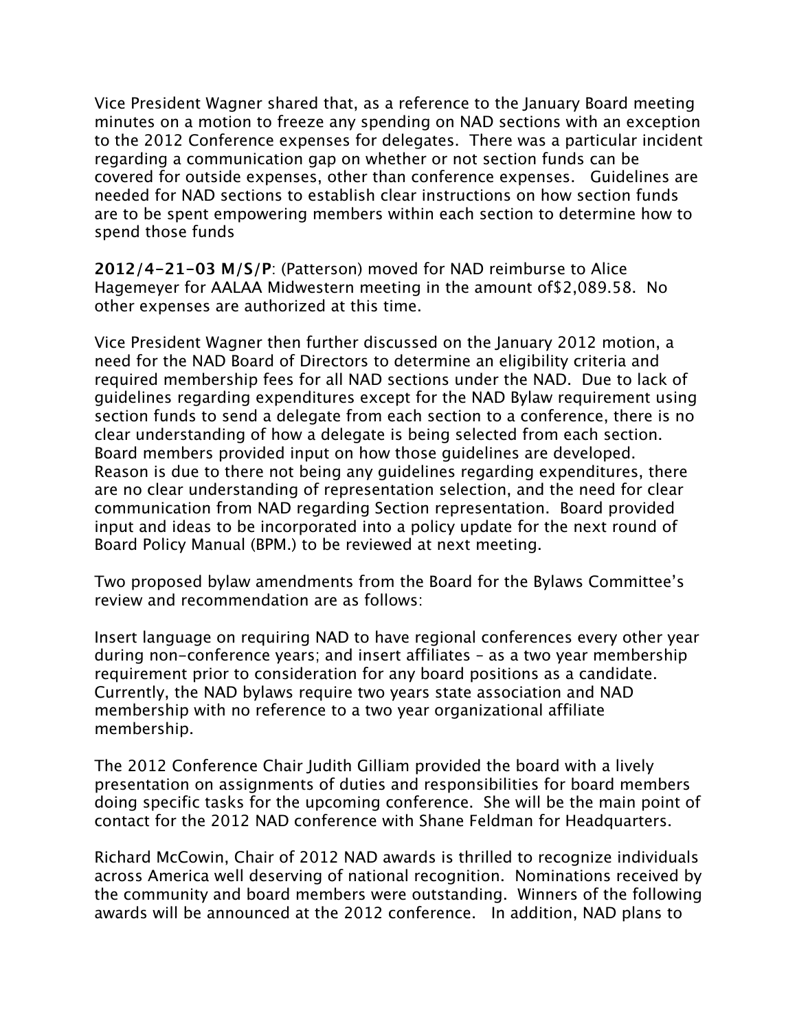Vice President Wagner shared that, as a reference to the January Board meeting minutes on a motion to freeze any spending on NAD sections with an exception to the 2012 Conference expenses for delegates. There was a particular incident regarding a communication gap on whether or not section funds can be covered for outside expenses, other than conference expenses. Guidelines are needed for NAD sections to establish clear instructions on how section funds are to be spent empowering members within each section to determine how to spend those funds

**2012/4-21-03 M/S/P**: (Patterson) moved for NAD reimburse to Alice Hagemeyer for AALAA Midwestern meeting in the amount of$2,089.58. No other expenses are authorized at this time.

Vice President Wagner then further discussed on the January 2012 motion, a need for the NAD Board of Directors to determine an eligibility criteria and required membership fees for all NAD sections under the NAD. Due to lack of guidelines regarding expenditures except for the NAD Bylaw requirement using section funds to send a delegate from each section to a conference, there is no clear understanding of how a delegate is being selected from each section. Board members provided input on how those guidelines are developed. Reason is due to there not being any guidelines regarding expenditures, there are no clear understanding of representation selection, and the need for clear communication from NAD regarding Section representation. Board provided input and ideas to be incorporated into a policy update for the next round of Board Policy Manual (BPM.) to be reviewed at next meeting.

Two proposed bylaw amendments from the Board for the Bylaws Committee's review and recommendation are as follows:

Insert language on requiring NAD to have regional conferences every other year during non-conference years; and insert affiliates – as a two year membership requirement prior to consideration for any board positions as a candidate. Currently, the NAD bylaws require two years state association and NAD membership with no reference to a two year organizational affiliate membership.

The 2012 Conference Chair Judith Gilliam provided the board with a lively presentation on assignments of duties and responsibilities for board members doing specific tasks for the upcoming conference. She will be the main point of contact for the 2012 NAD conference with Shane Feldman for Headquarters.

Richard McCowin, Chair of 2012 NAD awards is thrilled to recognize individuals across America well deserving of national recognition. Nominations received by the community and board members were outstanding. Winners of the following awards will be announced at the 2012 conference. In addition, NAD plans to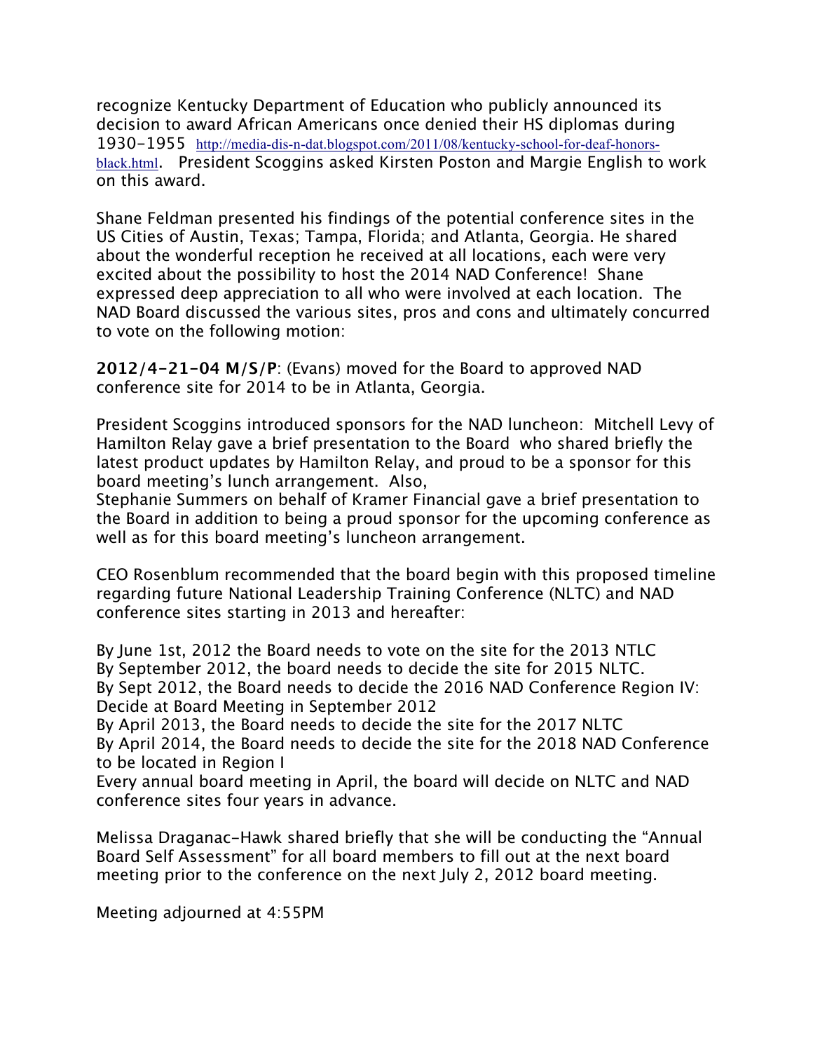recognize Kentucky Department of Education who publicly announced its decision to award African Americans once denied their HS diplomas during 1930-1955 http://media-dis-n-dat.blogspot.com/2011/08/kentucky-school-for-deaf-honors-black.html. President Scoggins asked Kirsten Poston and Margie English to work on this award.

Shane Feldman presented his findings of the potential conference sites in the US Cities of Austin, Texas; Tampa, Florida; and Atlanta, Georgia. He shared about the wonderful reception he received at all locations, each were very excited about the possibility to host the 2014 NAD Conference! Shane expressed deep appreciation to all who were involved at each location. The NAD Board discussed the various sites, pros and cons and ultimately concurred to vote on the following motion:

**2012/4-21-04 M/S/P**: (Evans) moved for the Board to approved NAD conference site for 2014 to be in Atlanta, Georgia.

President Scoggins introduced sponsors for the NAD luncheon: Mitchell Levy of Hamilton Relay gave a brief presentation to the Board who shared briefly the latest product updates by Hamilton Relay, and proud to be a sponsor for this board meeting's lunch arrangement. Also,
Stephanie Summers on behalf of Kramer Financial gave a brief presentation to the Board in addition to being a proud sponsor for the upcoming conference as well as for this board meeting's luncheon arrangement.

CEO Rosenblum recommended that the board begin with this proposed timeline regarding future National Leadership Training Conference (NLTC) and NAD conference sites starting in 2013 and hereafter:

By June 1st, 2012 the Board needs to vote on the site for the 2013 NTLC
By September 2012, the board needs to decide the site for 2015 NLTC.
By Sept 2012, the Board needs to decide the 2016 NAD Conference Region IV: Decide at Board Meeting in September 2012
By April 2013, the Board needs to decide the site for the 2017 NLTC
By April 2014, the Board needs to decide the site for the 2018 NAD Conference to be located in Region I
Every annual board meeting in April, the board will decide on NLTC and NAD conference sites four years in advance.

Melissa Draganac-Hawk shared briefly that she will be conducting the "Annual Board Self Assessment" for all board members to fill out at the next board meeting prior to the conference on the next July 2, 2012 board meeting.

Meeting adjourned at 4:55PM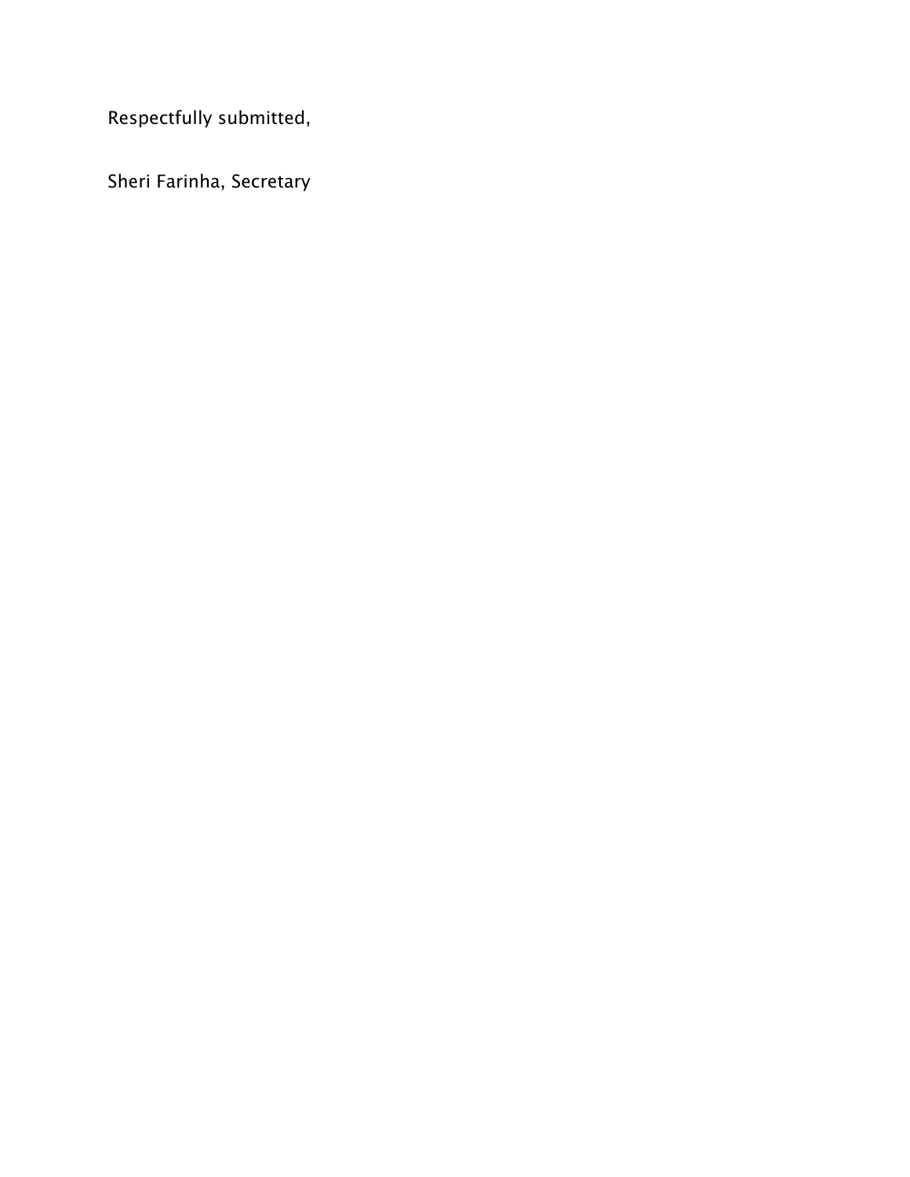Respectfully submitted,

Sheri Farinha, Secretary